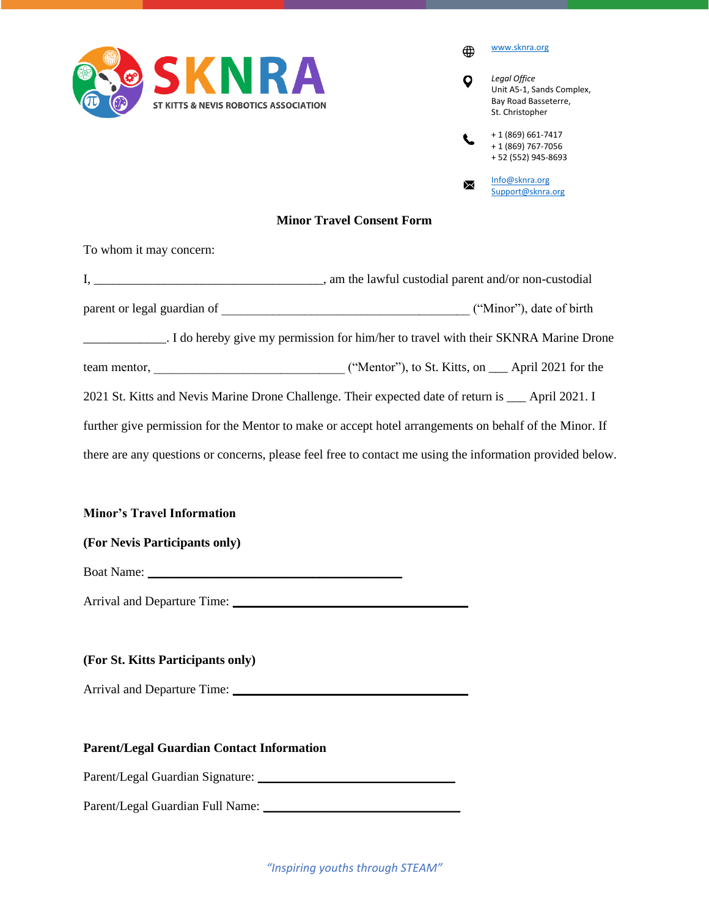**SKNRA**
ST KITTS & NEVIS ROBOTICS ASSOCIATION

www.sknra.org

*Legal Office*
Unit A5-1, Sands Complex,
Bay Road Basseterre,
St. Christopher

+ 1 (869) 661-7417
+ 1 (869) 767-7056
+ 52 (552) 945-8693

Info@sknra.org
Support@sknra.org

**Minor Travel Consent Form**

To whom it may concern:

I, ______________________________________, am the lawful custodial parent and/or non-custodial parent or legal guardian of _________________________________________ ("Minor"), date of birth _____________. I do hereby give my permission for him/her to travel with their SKNRA Marine Drone team mentor, ______________________________ ("Mentor"), to St. Kitts, on ___ April 2021 for the 2021 St. Kitts and Nevis Marine Drone Challenge. Their expected date of return is ___ April 2021. I further give permission for the Mentor to make or accept hotel arrangements on behalf of the Minor. If there are any questions or concerns, please feel free to contact me using the information provided below.

**Minor's Travel Information**

**(For Nevis Participants only)**

Boat Name: ________________________________________

Arrival and Departure Time: ________________________________________

**(For St. Kitts Participants only)**

Arrival and Departure Time: ________________________________________

**Parent/Legal Guardian Contact Information**

Parent/Legal Guardian Signature: ________________________________

Parent/Legal Guardian Full Name: ________________________________

*"Inspiring youths through STEAM"*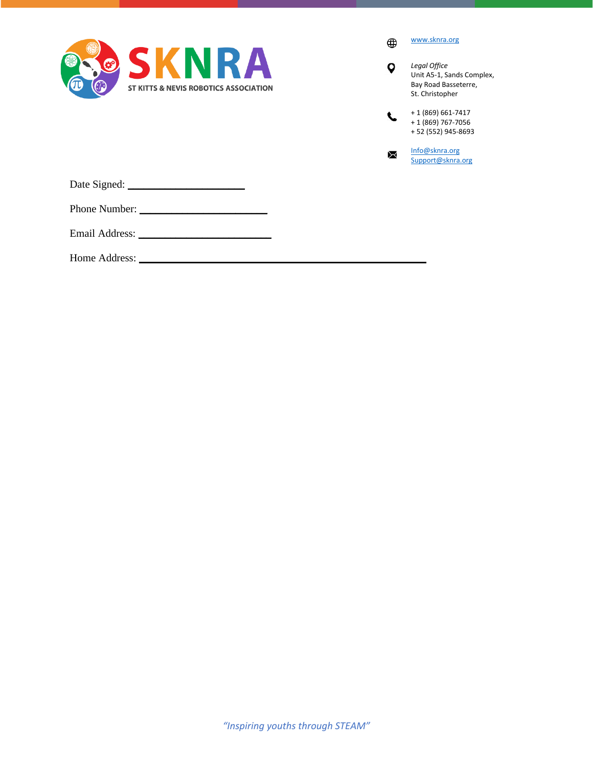**SKNRA**

ST KITTS & NEVIS ROBOTICS ASSOCIATION

www.sknra.org

*Legal Office*
Unit A5-1, Sands Complex,
Bay Road Basseterre,
St. Christopher

+ 1 (869) 661-7417
+ 1 (869) 767-7056
+ 52 (552) 945-8693

Info@sknra.org
Support@sknra.org

Date Signed: ______________________

Phone Number: ________________________

Email Address: _________________________

Home Address: ______________________________________________________

*"Inspiring youths through STEAM"*